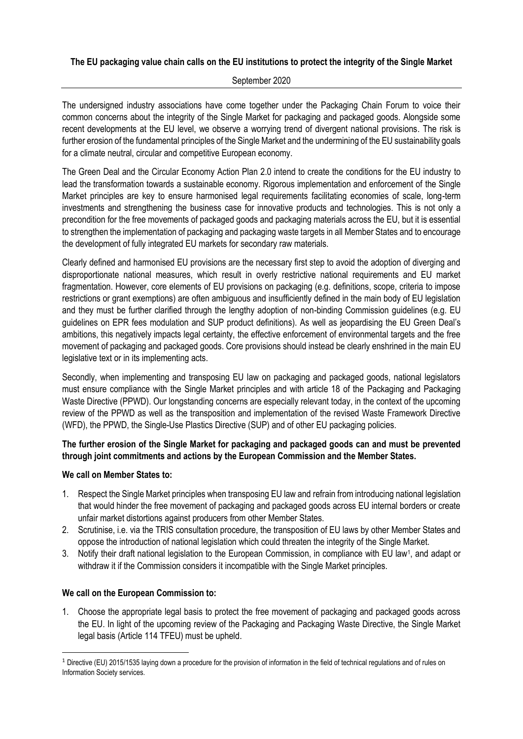**The EU packaging value chain calls on the EU institutions to protect the integrity of the Single Market**

September 2020

The undersigned industry associations have come together under the Packaging Chain Forum to voice their common concerns about the integrity of the Single Market for packaging and packaged goods. Alongside some recent developments at the EU level, we observe a worrying trend of divergent national provisions. The risk is further erosion of the fundamental principles of the Single Market and the undermining of the EU sustainability goals for a climate neutral, circular and competitive European economy.

The Green Deal and the Circular Economy Action Plan 2.0 intend to create the conditions for the EU industry to lead the transformation towards a sustainable economy. Rigorous implementation and enforcement of the Single Market principles are key to ensure harmonised legal requirements facilitating economies of scale, long-term investments and strengthening the business case for innovative products and technologies. This is not only a precondition for the free movements of packaged goods and packaging materials across the EU, but it is essential to strengthen the implementation of packaging and packaging waste targets in all Member States and to encourage the development of fully integrated EU markets for secondary raw materials.

Clearly defined and harmonised EU provisions are the necessary first step to avoid the adoption of diverging and disproportionate national measures, which result in overly restrictive national requirements and EU market fragmentation. However, core elements of EU provisions on packaging (e.g. definitions, scope, criteria to impose restrictions or grant exemptions) are often ambiguous and insufficiently defined in the main body of EU legislation and they must be further clarified through the lengthy adoption of non-binding Commission guidelines (e.g. EU guidelines on EPR fees modulation and SUP product definitions). As well as jeopardising the EU Green Deal's ambitions, this negatively impacts legal certainty, the effective enforcement of environmental targets and the free movement of packaging and packaged goods. Core provisions should instead be clearly enshrined in the main EU legislative text or in its implementing acts.

Secondly, when implementing and transposing EU law on packaging and packaged goods, national legislators must ensure compliance with the Single Market principles and with article 18 of the Packaging and Packaging Waste Directive (PPWD). Our longstanding concerns are especially relevant today, in the context of the upcoming review of the PPWD as well as the transposition and implementation of the revised Waste Framework Directive (WFD), the PPWD, the Single-Use Plastics Directive (SUP) and of other EU packaging policies.

**The further erosion of the Single Market for packaging and packaged goods can and must be prevented through joint commitments and actions by the European Commission and the Member States.**

**We call on Member States to:**

1. Respect the Single Market principles when transposing EU law and refrain from introducing national legislation that would hinder the free movement of packaging and packaged goods across EU internal borders or create unfair market distortions against producers from other Member States.
2. Scrutinise, i.e. via the TRIS consultation procedure, the transposition of EU laws by other Member States and oppose the introduction of national legislation which could threaten the integrity of the Single Market.
3. Notify their draft national legislation to the European Commission, in compliance with EU law[1], and adapt or withdraw it if the Commission considers it incompatible with the Single Market principles.

**We call on the European Commission to:**

1. Choose the appropriate legal basis to protect the free movement of packaging and packaged goods across the EU. In light of the upcoming review of the Packaging and Packaging Waste Directive, the Single Market legal basis (Article 114 TFEU) must be upheld.

[1] Directive (EU) 2015/1535 laying down a procedure for the provision of information in the field of technical regulations and of rules on Information Society services.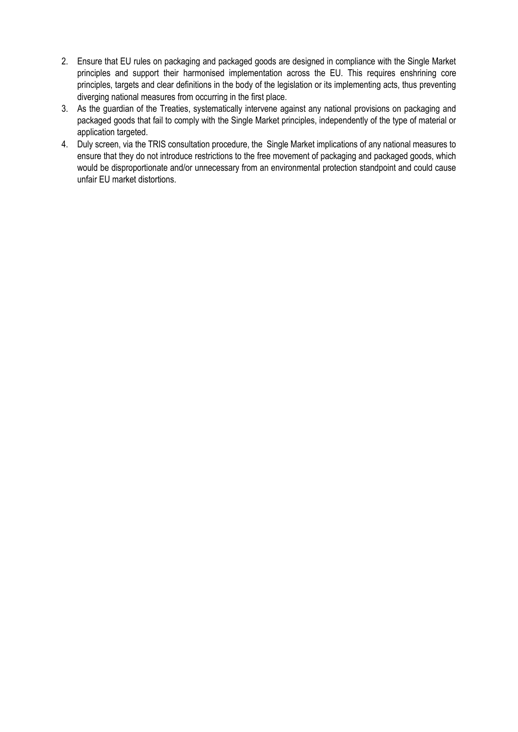2. Ensure that EU rules on packaging and packaged goods are designed in compliance with the Single Market principles and support their harmonised implementation across the EU. This requires enshrining core principles, targets and clear definitions in the body of the legislation or its implementing acts, thus preventing diverging national measures from occurring in the first place.
3. As the guardian of the Treaties, systematically intervene against any national provisions on packaging and packaged goods that fail to comply with the Single Market principles, independently of the type of material or application targeted.
4. Duly screen, via the TRIS consultation procedure, the Single Market implications of any national measures to ensure that they do not introduce restrictions to the free movement of packaging and packaged goods, which would be disproportionate and/or unnecessary from an environmental protection standpoint and could cause unfair EU market distortions.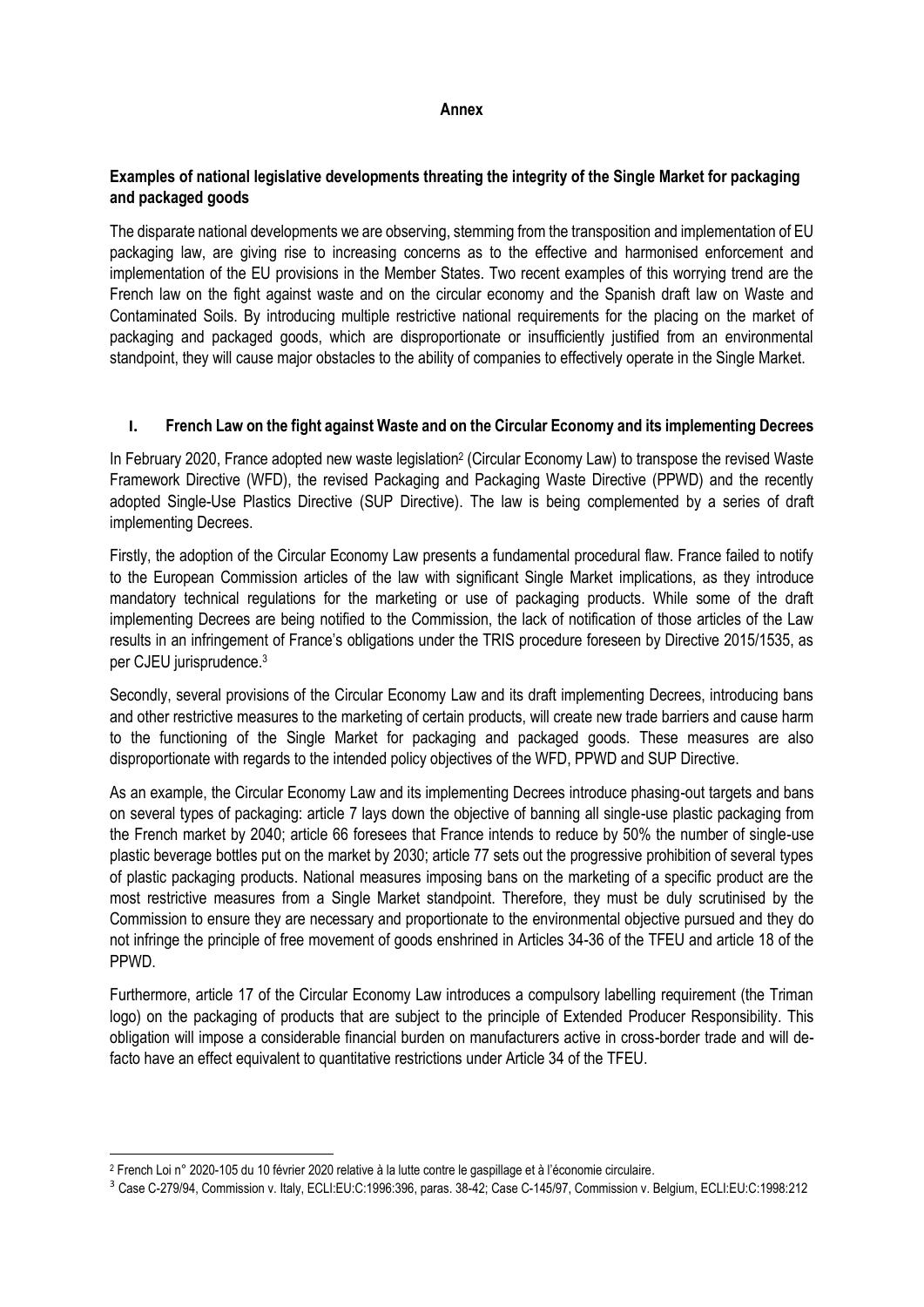**Annex**

**Examples of national legislative developments threating the integrity of the Single Market for packaging and packaged goods**

The disparate national developments we are observing, stemming from the transposition and implementation of EU packaging law, are giving rise to increasing concerns as to the effective and harmonised enforcement and implementation of the EU provisions in the Member States. Two recent examples of this worrying trend are the French law on the fight against waste and on the circular economy and the Spanish draft law on Waste and Contaminated Soils. By introducing multiple restrictive national requirements for the placing on the market of packaging and packaged goods, which are disproportionate or insufficiently justified from an environmental standpoint, they will cause major obstacles to the ability of companies to effectively operate in the Single Market.

## I. French Law on the fight against Waste and on the Circular Economy and its implementing Decrees

In February 2020, France adopted new waste legislation[2] (Circular Economy Law) to transpose the revised Waste Framework Directive (WFD), the revised Packaging and Packaging Waste Directive (PPWD) and the recently adopted Single-Use Plastics Directive (SUP Directive). The law is being complemented by a series of draft implementing Decrees.

Firstly, the adoption of the Circular Economy Law presents a fundamental procedural flaw. France failed to notify to the European Commission articles of the law with significant Single Market implications, as they introduce mandatory technical regulations for the marketing or use of packaging products. While some of the draft implementing Decrees are being notified to the Commission, the lack of notification of those articles of the Law results in an infringement of France's obligations under the TRIS procedure foreseen by Directive 2015/1535, as per CJEU jurisprudence.[3]

Secondly, several provisions of the Circular Economy Law and its draft implementing Decrees, introducing bans and other restrictive measures to the marketing of certain products, will create new trade barriers and cause harm to the functioning of the Single Market for packaging and packaged goods. These measures are also disproportionate with regards to the intended policy objectives of the WFD, PPWD and SUP Directive.

As an example, the Circular Economy Law and its implementing Decrees introduce phasing-out targets and bans on several types of packaging: article 7 lays down the objective of banning all single-use plastic packaging from the French market by 2040; article 66 foresees that France intends to reduce by 50% the number of single-use plastic beverage bottles put on the market by 2030; article 77 sets out the progressive prohibition of several types of plastic packaging products. National measures imposing bans on the marketing of a specific product are the most restrictive measures from a Single Market standpoint. Therefore, they must be duly scrutinised by the Commission to ensure they are necessary and proportionate to the environmental objective pursued and they do not infringe the principle of free movement of goods enshrined in Articles 34-36 of the TFEU and article 18 of the PPWD.

Furthermore, article 17 of the Circular Economy Law introduces a compulsory labelling requirement (the Triman logo) on the packaging of products that are subject to the principle of Extended Producer Responsibility. This obligation will impose a considerable financial burden on manufacturers active in cross-border trade and will de-facto have an effect equivalent to quantitative restrictions under Article 34 of the TFEU.

---

[2] French Loi n° 2020-105 du 10 février 2020 relative à la lutte contre le gaspillage et à l'économie circulaire.

[3] Case C-279/94, Commission v. Italy, ECLI:EU:C:1996:396, paras. 38-42; Case C-145/97, Commission v. Belgium, ECLI:EU:C:1998:212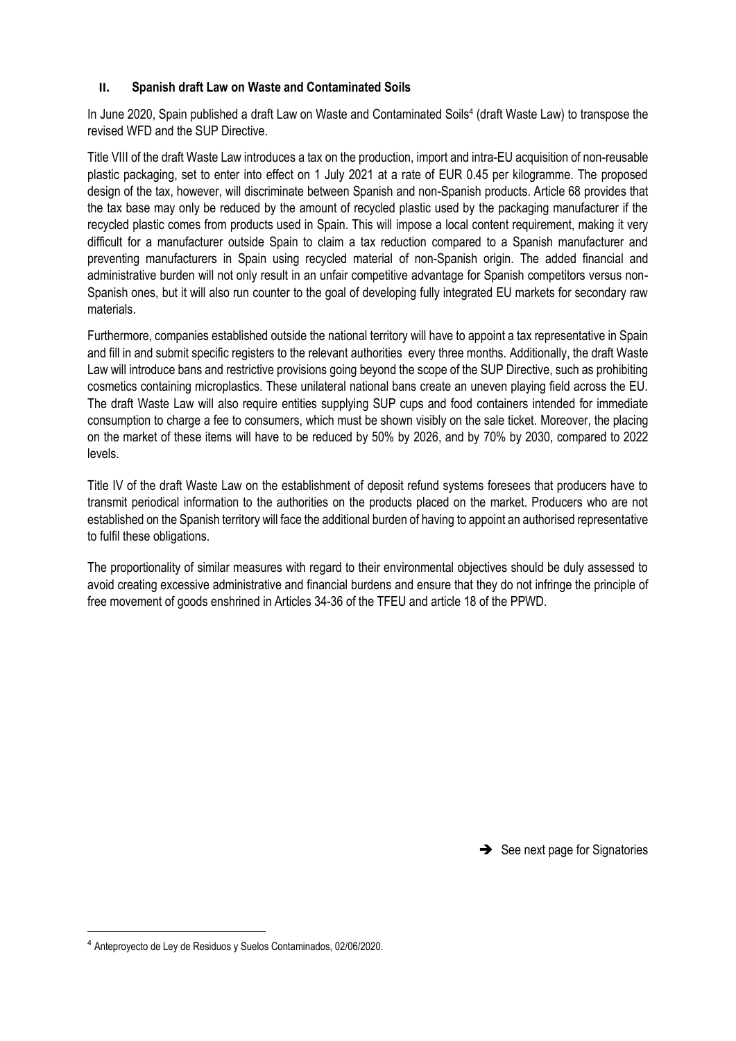## II. Spanish draft Law on Waste and Contaminated Soils

In June 2020, Spain published a draft Law on Waste and Contaminated Soils[4] (draft Waste Law) to transpose the revised WFD and the SUP Directive.

Title VIII of the draft Waste Law introduces a tax on the production, import and intra-EU acquisition of non-reusable plastic packaging, set to enter into effect on 1 July 2021 at a rate of EUR 0.45 per kilogramme. The proposed design of the tax, however, will discriminate between Spanish and non-Spanish products. Article 68 provides that the tax base may only be reduced by the amount of recycled plastic used by the packaging manufacturer if the recycled plastic comes from products used in Spain. This will impose a local content requirement, making it very difficult for a manufacturer outside Spain to claim a tax reduction compared to a Spanish manufacturer and preventing manufacturers in Spain using recycled material of non-Spanish origin. The added financial and administrative burden will not only result in an unfair competitive advantage for Spanish competitors versus non-Spanish ones, but it will also run counter to the goal of developing fully integrated EU markets for secondary raw materials.

Furthermore, companies established outside the national territory will have to appoint a tax representative in Spain and fill in and submit specific registers to the relevant authorities every three months. Additionally, the draft Waste Law will introduce bans and restrictive provisions going beyond the scope of the SUP Directive, such as prohibiting cosmetics containing microplastics. These unilateral national bans create an uneven playing field across the EU. The draft Waste Law will also require entities supplying SUP cups and food containers intended for immediate consumption to charge a fee to consumers, which must be shown visibly on the sale ticket. Moreover, the placing on the market of these items will have to be reduced by 50% by 2026, and by 70% by 2030, compared to 2022 levels.

Title IV of the draft Waste Law on the establishment of deposit refund systems foresees that producers have to transmit periodical information to the authorities on the products placed on the market. Producers who are not established on the Spanish territory will face the additional burden of having to appoint an authorised representative to fulfil these obligations.

The proportionality of similar measures with regard to their environmental objectives should be duly assessed to avoid creating excessive administrative and financial burdens and ensure that they do not infringe the principle of free movement of goods enshrined in Articles 34-36 of the TFEU and article 18 of the PPWD.

➔ See next page for Signatories

[4] Anteproyecto de Ley de Residuos y Suelos Contaminados, 02/06/2020.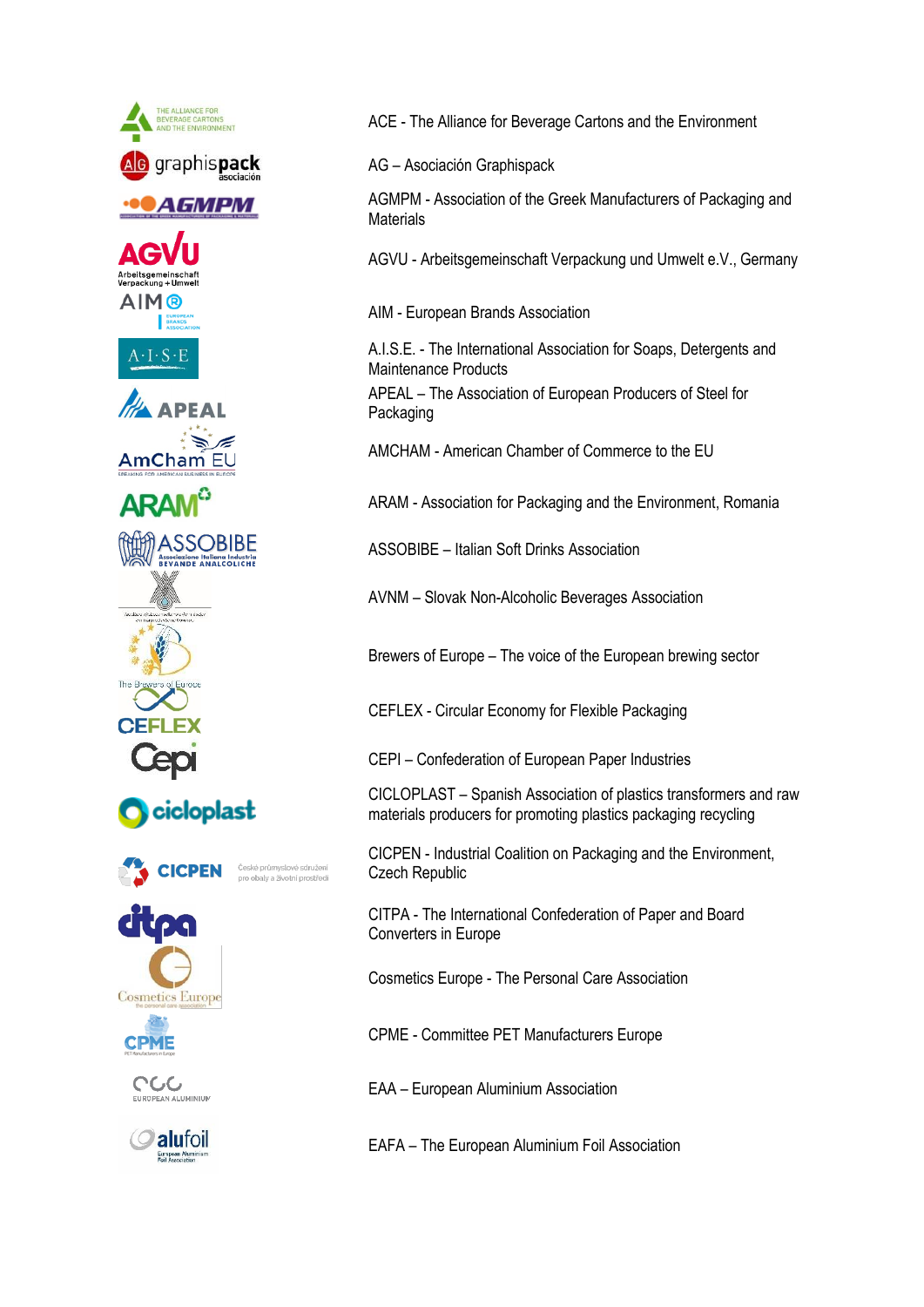ACE - The Alliance for Beverage Cartons and the Environment

AG – Asociación Graphispack

AGMPM - Association of the Greek Manufacturers of Packaging and Materials

AGVU - Arbeitsgemeinschaft Verpackung und Umwelt e.V., Germany

AIM - European Brands Association

A.I.S.E. - The International Association for Soaps, Detergents and Maintenance Products

APEAL – The Association of European Producers of Steel for Packaging

AMCHAM - American Chamber of Commerce to the EU

ARAM - Association for Packaging and the Environment, Romania

ASSOBIBE – Italian Soft Drinks Association

AVNM – Slovak Non-Alcoholic Beverages Association

Brewers of Europe – The voice of the European brewing sector

CEFLEX - Circular Economy for Flexible Packaging

CEPI – Confederation of European Paper Industries

CICLOPLAST – Spanish Association of plastics transformers and raw materials producers for promoting plastics packaging recycling

CICPEN - Industrial Coalition on Packaging and the Environment, Czech Republic

CITPA - The International Confederation of Paper and Board Converters in Europe

Cosmetics Europe - The Personal Care Association

CPME - Committee PET Manufacturers Europe

EAA – European Aluminium Association

EAFA – The European Aluminium Foil Association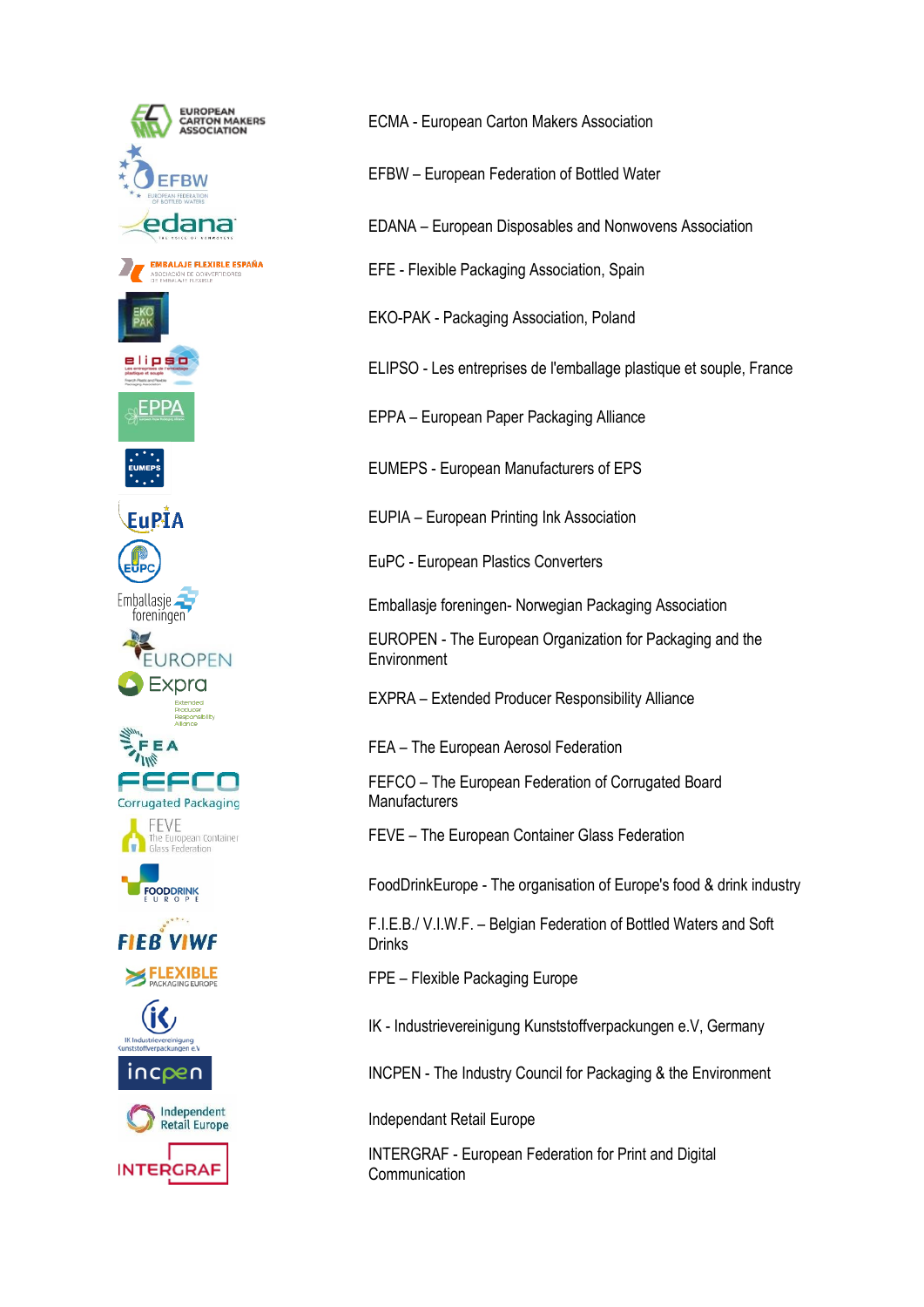ECMA - European Carton Makers Association

EFBW – European Federation of Bottled Water

EDANA – European Disposables and Nonwovens Association

EFE - Flexible Packaging Association, Spain

EKO-PAK - Packaging Association, Poland

ELIPSO - Les entreprises de l'emballage plastique et souple, France

EPPA – European Paper Packaging Alliance

EUMEPS - European Manufacturers of EPS

EUPIA – European Printing Ink Association

EuPC - European Plastics Converters

Emballasje foreningen- Norwegian Packaging Association

EUROPEN - The European Organization for Packaging and the Environment

EXPRA – Extended Producer Responsibility Alliance

FEA – The European Aerosol Federation

FEFCO – The European Federation of Corrugated Board Manufacturers

FEVE – The European Container Glass Federation

FoodDrinkEurope - The organisation of Europe's food & drink industry

F.I.E.B./ V.I.W.F. – Belgian Federation of Bottled Waters and Soft Drinks

FPE – Flexible Packaging Europe

IK - Industrievereinigung Kunststoffverpackungen e.V, Germany

INCPEN - The Industry Council for Packaging & the Environment

Independant Retail Europe

INTERGRAF - European Federation for Print and Digital Communication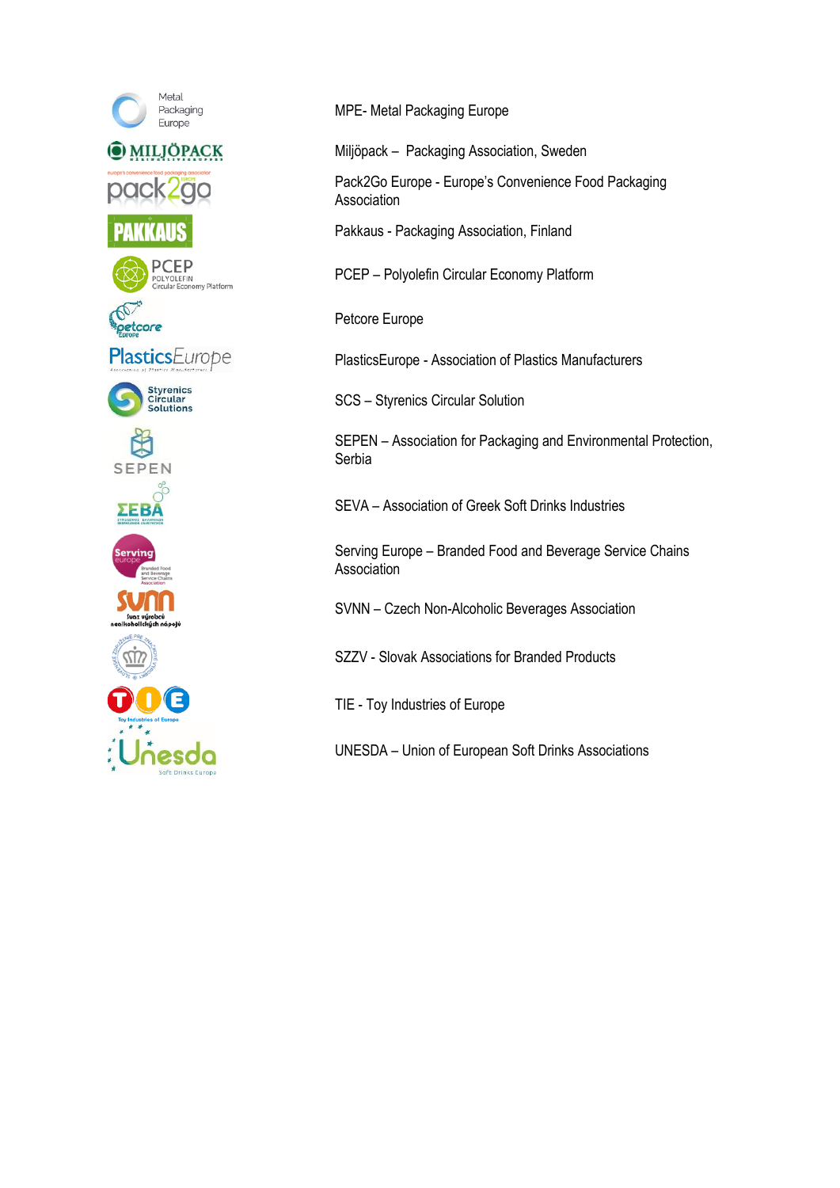MPE- Metal Packaging Europe

Miljöpack – Packaging Association, Sweden

Pack2Go Europe - Europe's Convenience Food Packaging Association

Pakkaus - Packaging Association, Finland

PCEP – Polyolefin Circular Economy Platform

Petcore Europe

PlasticsEurope - Association of Plastics Manufacturers

SCS – Styrenics Circular Solution

SEPEN – Association for Packaging and Environmental Protection, Serbia

SEVA – Association of Greek Soft Drinks Industries

Serving Europe – Branded Food and Beverage Service Chains Association

SVNN – Czech Non-Alcoholic Beverages Association

SZZV - Slovak Associations for Branded Products

TIE - Toy Industries of Europe

UNESDA – Union of European Soft Drinks Associations